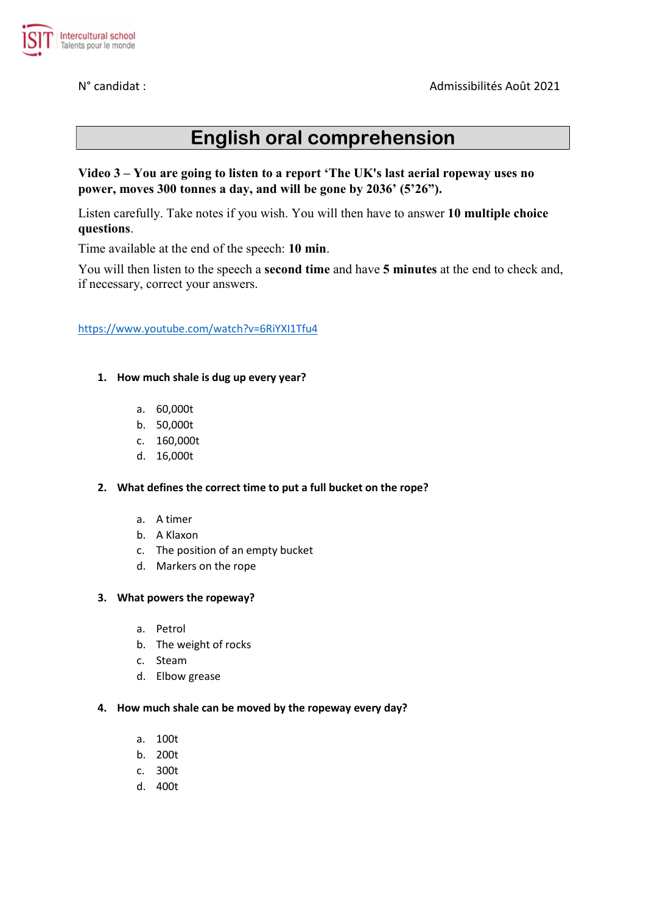ISIT Intercultural school
Talents pour le monde

N° candidat :

Admissibilités Août 2021

# English oral comprehension

**Video 3 – You are going to listen to a report 'The UK's last aerial ropeway uses no power, moves 300 tonnes a day, and will be gone by 2036' (5'26").**

Listen carefully. Take notes if you wish. You will then have to answer **10 multiple choice questions**.

Time available at the end of the speech: **10 min**.

You will then listen to the speech a **second time** and have **5 minutes** at the end to check and, if necessary, correct your answers.

https://www.youtube.com/watch?v=6RiYXI1Tfu4

1. **How much shale is dug up every year?**

   a. 60,000t
   b. 50,000t
   c. 160,000t
   d. 16,000t

2. **What defines the correct time to put a full bucket on the rope?**

   a. A timer
   b. A Klaxon
   c. The position of an empty bucket
   d. Markers on the rope

3. **What powers the ropeway?**

   a. Petrol
   b. The weight of rocks
   c. Steam
   d. Elbow grease

4. **How much shale can be moved by the ropeway every day?**

   a. 100t
   b. 200t
   c. 300t
   d. 400t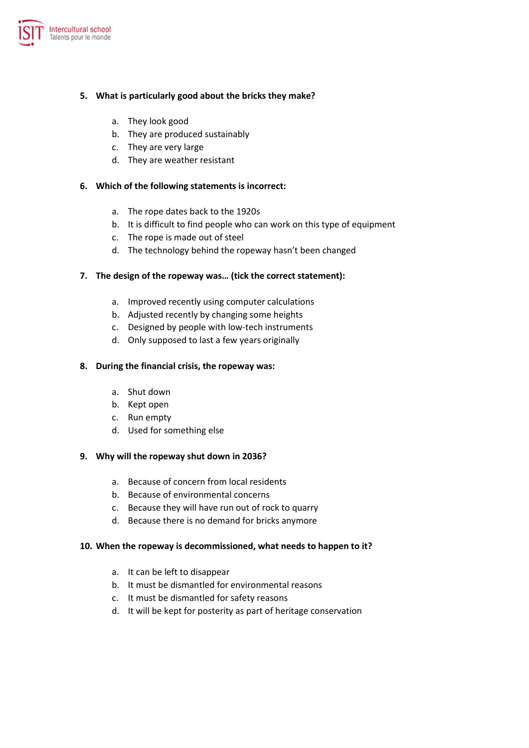5. **What is particularly good about the bricks they make?**

    a. They look good
    b. They are produced sustainably
    c. They are very large
    d. They are weather resistant

6. **Which of the following statements is incorrect:**

    a. The rope dates back to the 1920s
    b. It is difficult to find people who can work on this type of equipment
    c. The rope is made out of steel
    d. The technology behind the ropeway hasn't been changed

7. **The design of the ropeway was… (tick the correct statement):**

    a. Improved recently using computer calculations
    b. Adjusted recently by changing some heights
    c. Designed by people with low-tech instruments
    d. Only supposed to last a few years originally

8. **During the financial crisis, the ropeway was:**

    a. Shut down
    b. Kept open
    c. Run empty
    d. Used for something else

9. **Why will the ropeway shut down in 2036?**

    a. Because of concern from local residents
    b. Because of environmental concerns
    c. Because they will have run out of rock to quarry
    d. Because there is no demand for bricks anymore

10. **When the ropeway is decommissioned, what needs to happen to it?**

    a. It can be left to disappear
    b. It must be dismantled for environmental reasons
    c. It must be dismantled for safety reasons
    d. It will be kept for posterity as part of heritage conservation